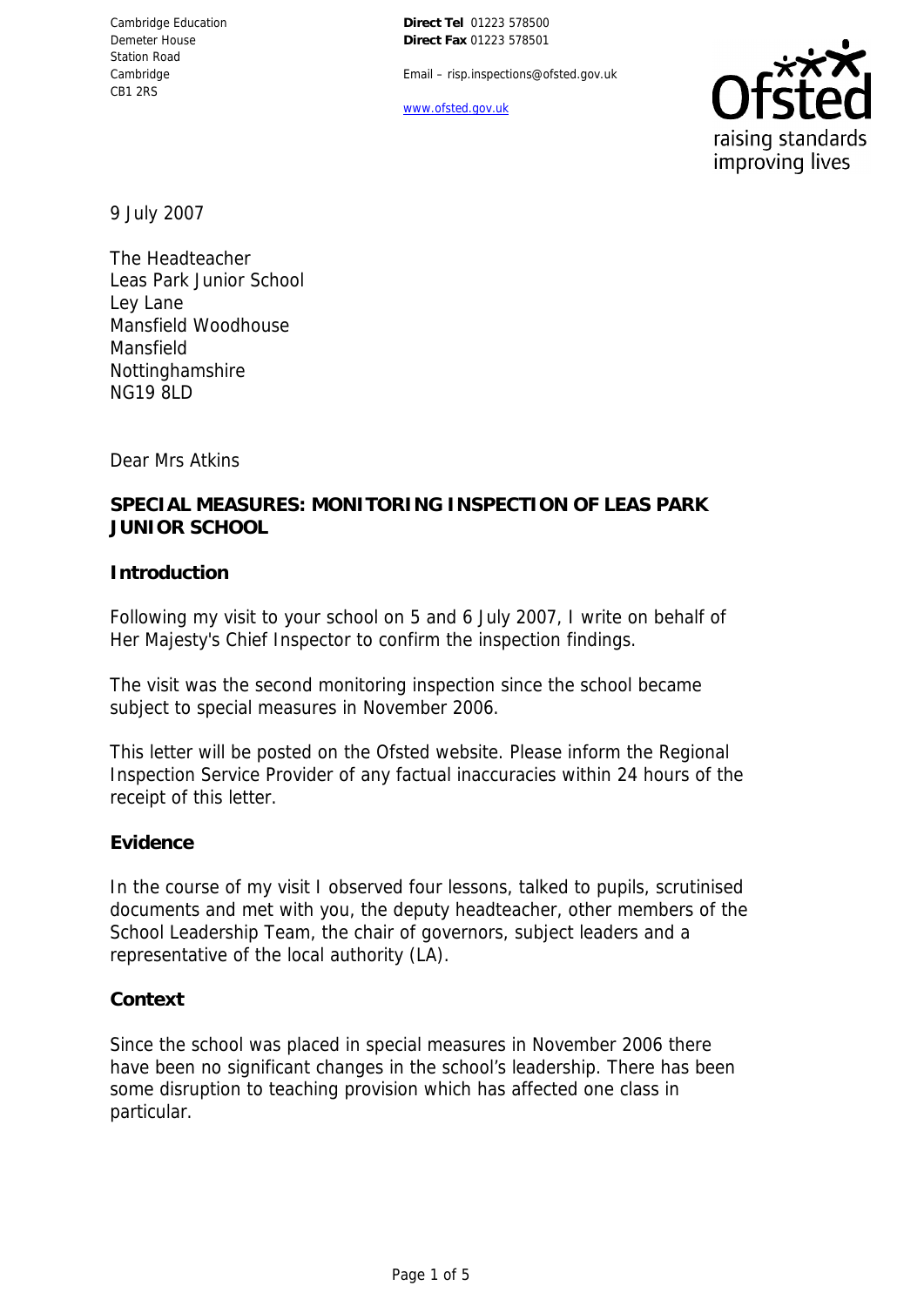Cambridge Education
Demeter House
Station Road
Cambridge
CB1 2RS

**Direct Tel** 01223 578500
**Direct Fax** 01223 578501

Email – risp.inspections@ofsted.gov.uk

www.ofsted.gov.uk

9 July 2007

The Headteacher
Leas Park Junior School
Ley Lane
Mansfield Woodhouse
Mansfield
Nottinghamshire
NG19 8LD

Dear Mrs Atkins

**SPECIAL MEASURES: MONITORING INSPECTION OF LEAS PARK JUNIOR SCHOOL**

**Introduction**

Following my visit to your school on 5 and 6 July 2007, I write on behalf of Her Majesty's Chief Inspector to confirm the inspection findings.

The visit was the second monitoring inspection since the school became subject to special measures in November 2006.

This letter will be posted on the Ofsted website. Please inform the Regional Inspection Service Provider of any factual inaccuracies within 24 hours of the receipt of this letter.

**Evidence**

In the course of my visit I observed four lessons, talked to pupils, scrutinised documents and met with you, the deputy headteacher, other members of the School Leadership Team, the chair of governors, subject leaders and a representative of the local authority (LA).

**Context**

Since the school was placed in special measures in November 2006 there have been no significant changes in the school's leadership. There has been some disruption to teaching provision which has affected one class in particular.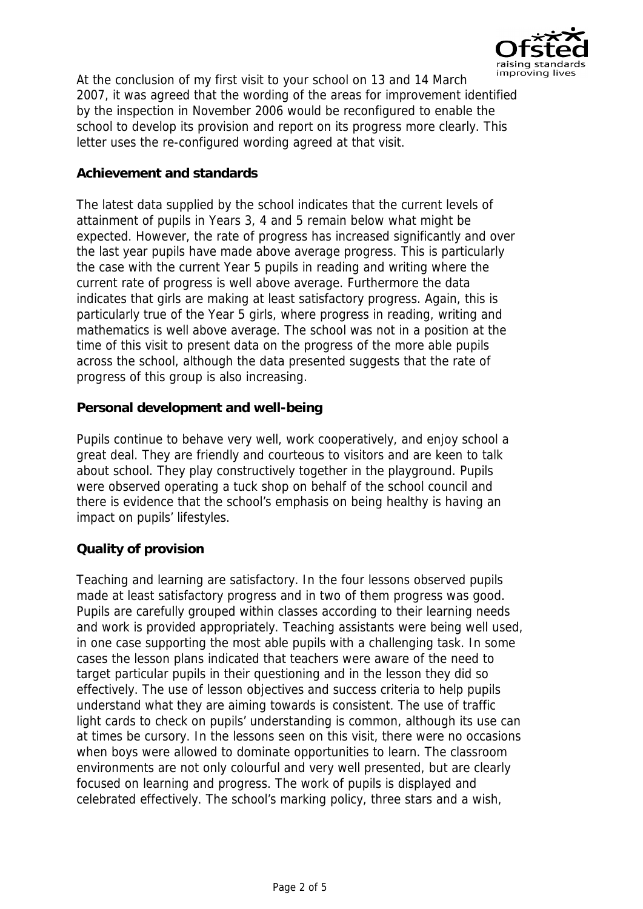At the conclusion of my first visit to your school on 13 and 14 March 2007, it was agreed that the wording of the areas for improvement identified by the inspection in November 2006 would be reconfigured to enable the school to develop its provision and report on its progress more clearly. This letter uses the re-configured wording agreed at that visit.

**Achievement and standards**

The latest data supplied by the school indicates that the current levels of attainment of pupils in Years 3, 4 and 5 remain below what might be expected. However, the rate of progress has increased significantly and over the last year pupils have made above average progress. This is particularly the case with the current Year 5 pupils in reading and writing where the current rate of progress is well above average. Furthermore the data indicates that girls are making at least satisfactory progress. Again, this is particularly true of the Year 5 girls, where progress in reading, writing and mathematics is well above average. The school was not in a position at the time of this visit to present data on the progress of the more able pupils across the school, although the data presented suggests that the rate of progress of this group is also increasing.

**Personal development and well-being**

Pupils continue to behave very well, work cooperatively, and enjoy school a great deal. They are friendly and courteous to visitors and are keen to talk about school. They play constructively together in the playground. Pupils were observed operating a tuck shop on behalf of the school council and there is evidence that the school's emphasis on being healthy is having an impact on pupils' lifestyles.

**Quality of provision**

Teaching and learning are satisfactory. In the four lessons observed pupils made at least satisfactory progress and in two of them progress was good. Pupils are carefully grouped within classes according to their learning needs and work is provided appropriately. Teaching assistants were being well used, in one case supporting the most able pupils with a challenging task. In some cases the lesson plans indicated that teachers were aware of the need to target particular pupils in their questioning and in the lesson they did so effectively. The use of lesson objectives and success criteria to help pupils understand what they are aiming towards is consistent. The use of traffic light cards to check on pupils' understanding is common, although its use can at times be cursory. In the lessons seen on this visit, there were no occasions when boys were allowed to dominate opportunities to learn. The classroom environments are not only colourful and very well presented, but are clearly focused on learning and progress. The work of pupils is displayed and celebrated effectively. The school's marking policy, three stars and a wish,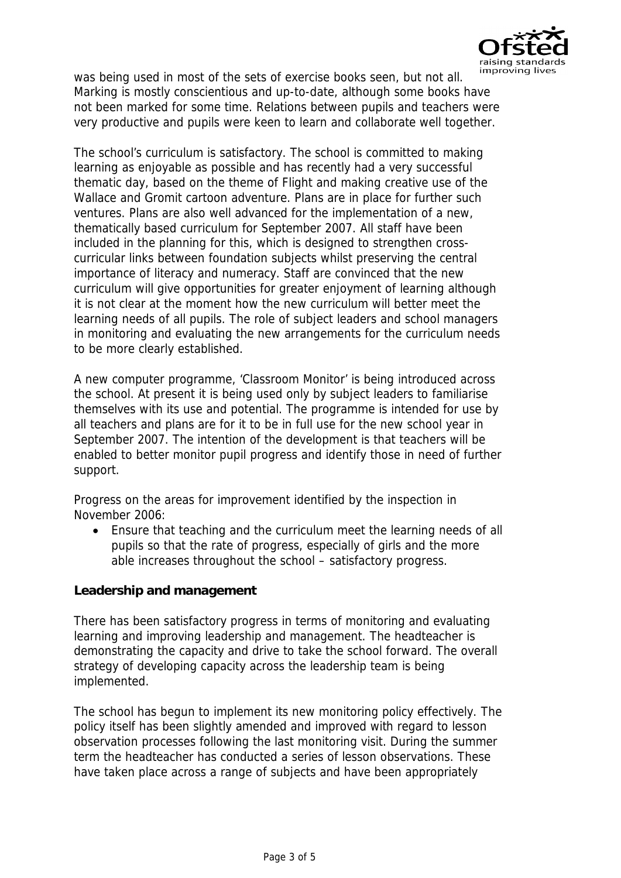was being used in most of the sets of exercise books seen, but not all. Marking is mostly conscientious and up-to-date, although some books have not been marked for some time. Relations between pupils and teachers were very productive and pupils were keen to learn and collaborate well together.

The school's curriculum is satisfactory. The school is committed to making learning as enjoyable as possible and has recently had a very successful thematic day, based on the theme of Flight and making creative use of the Wallace and Gromit cartoon adventure. Plans are in place for further such ventures. Plans are also well advanced for the implementation of a new, thematically based curriculum for September 2007. All staff have been included in the planning for this, which is designed to strengthen cross-curricular links between foundation subjects whilst preserving the central importance of literacy and numeracy. Staff are convinced that the new curriculum will give opportunities for greater enjoyment of learning although it is not clear at the moment how the new curriculum will better meet the learning needs of all pupils. The role of subject leaders and school managers in monitoring and evaluating the new arrangements for the curriculum needs to be more clearly established.

A new computer programme, 'Classroom Monitor' is being introduced across the school. At present it is being used only by subject leaders to familiarise themselves with its use and potential. The programme is intended for use by all teachers and plans are for it to be in full use for the new school year in September 2007. The intention of the development is that teachers will be enabled to better monitor pupil progress and identify those in need of further support.

Progress on the areas for improvement identified by the inspection in November 2006:

- Ensure that teaching and the curriculum meet the learning needs of all pupils so that the rate of progress, especially of girls and the more able increases throughout the school – satisfactory progress.

**Leadership and management**

There has been satisfactory progress in terms of monitoring and evaluating learning and improving leadership and management. The headteacher is demonstrating the capacity and drive to take the school forward. The overall strategy of developing capacity across the leadership team is being implemented.

The school has begun to implement its new monitoring policy effectively. The policy itself has been slightly amended and improved with regard to lesson observation processes following the last monitoring visit. During the summer term the headteacher has conducted a series of lesson observations. These have taken place across a range of subjects and have been appropriately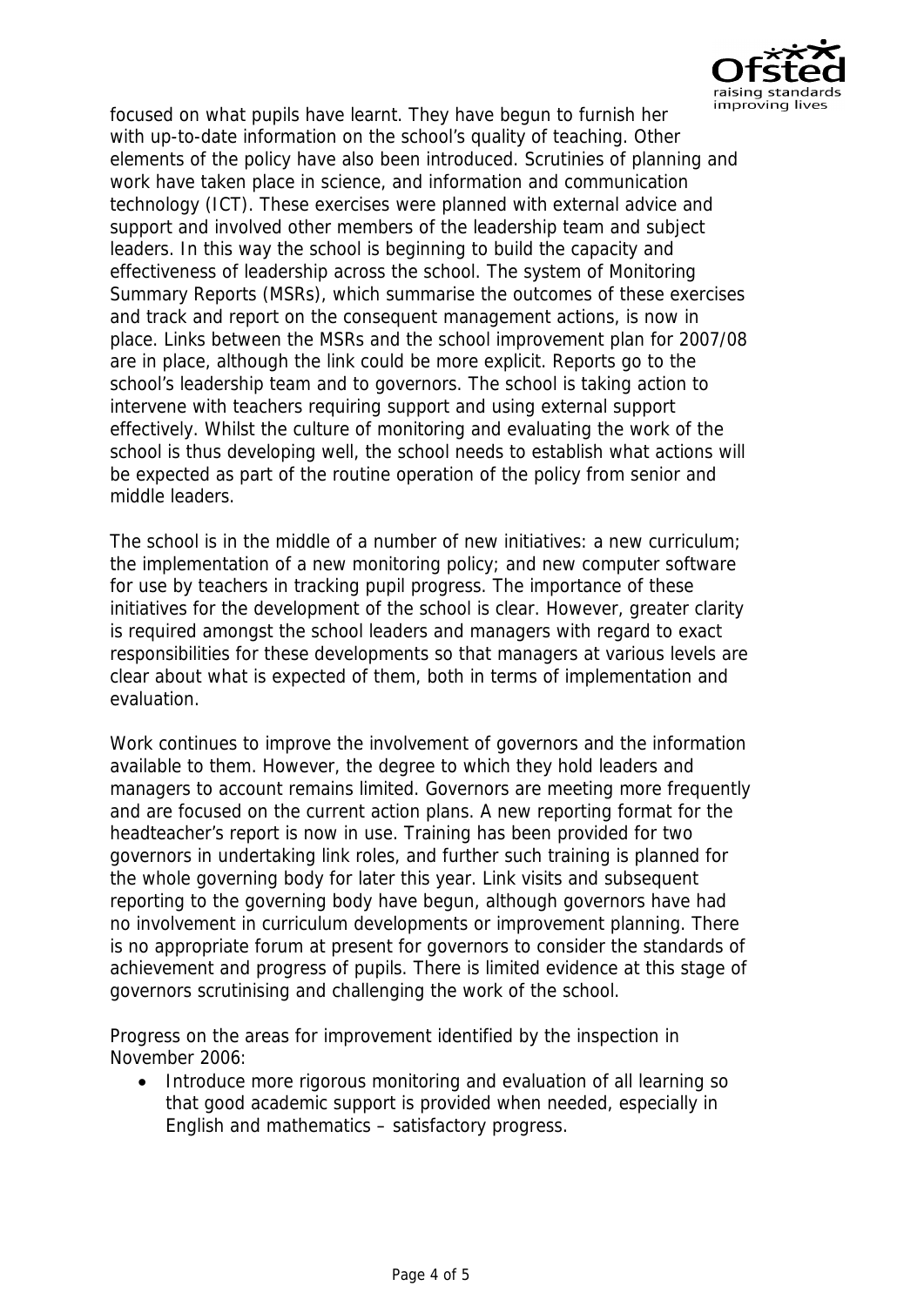focused on what pupils have learnt. They have begun to furnish her with up-to-date information on the school's quality of teaching. Other elements of the policy have also been introduced. Scrutinies of planning and work have taken place in science, and information and communication technology (ICT). These exercises were planned with external advice and support and involved other members of the leadership team and subject leaders. In this way the school is beginning to build the capacity and effectiveness of leadership across the school. The system of Monitoring Summary Reports (MSRs), which summarise the outcomes of these exercises and track and report on the consequent management actions, is now in place. Links between the MSRs and the school improvement plan for 2007/08 are in place, although the link could be more explicit. Reports go to the school's leadership team and to governors. The school is taking action to intervene with teachers requiring support and using external support effectively. Whilst the culture of monitoring and evaluating the work of the school is thus developing well, the school needs to establish what actions will be expected as part of the routine operation of the policy from senior and middle leaders.

The school is in the middle of a number of new initiatives: a new curriculum; the implementation of a new monitoring policy; and new computer software for use by teachers in tracking pupil progress. The importance of these initiatives for the development of the school is clear. However, greater clarity is required amongst the school leaders and managers with regard to exact responsibilities for these developments so that managers at various levels are clear about what is expected of them, both in terms of implementation and evaluation.

Work continues to improve the involvement of governors and the information available to them. However, the degree to which they hold leaders and managers to account remains limited. Governors are meeting more frequently and are focused on the current action plans. A new reporting format for the headteacher's report is now in use. Training has been provided for two governors in undertaking link roles, and further such training is planned for the whole governing body for later this year. Link visits and subsequent reporting to the governing body have begun, although governors have had no involvement in curriculum developments or improvement planning. There is no appropriate forum at present for governors to consider the standards of achievement and progress of pupils. There is limited evidence at this stage of governors scrutinising and challenging the work of the school.

Progress on the areas for improvement identified by the inspection in November 2006:

- Introduce more rigorous monitoring and evaluation of all learning so that good academic support is provided when needed, especially in English and mathematics – satisfactory progress.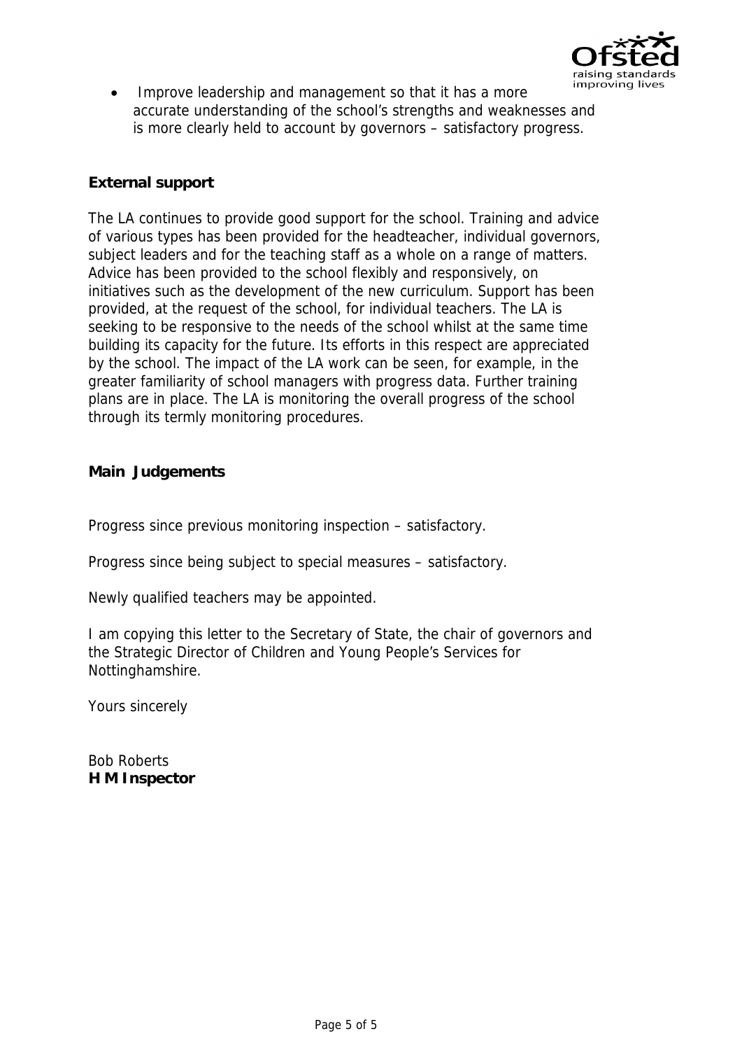- Improve leadership and management so that it has a more accurate understanding of the school's strengths and weaknesses and is more clearly held to account by governors – satisfactory progress.

**External support**

The LA continues to provide good support for the school. Training and advice of various types has been provided for the headteacher, individual governors, subject leaders and for the teaching staff as a whole on a range of matters. Advice has been provided to the school flexibly and responsively, on initiatives such as the development of the new curriculum. Support has been provided, at the request of the school, for individual teachers. The LA is seeking to be responsive to the needs of the school whilst at the same time building its capacity for the future. Its efforts in this respect are appreciated by the school. The impact of the LA work can be seen, for example, in the greater familiarity of school managers with progress data. Further training plans are in place. The LA is monitoring the overall progress of the school through its termly monitoring procedures.

**Main Judgements**

Progress since previous monitoring inspection – satisfactory.

Progress since being subject to special measures – satisfactory.

Newly qualified teachers may be appointed.

I am copying this letter to the Secretary of State, the chair of governors and the Strategic Director of Children and Young People's Services for Nottinghamshire.

Yours sincerely

Bob Roberts
**H M Inspector**